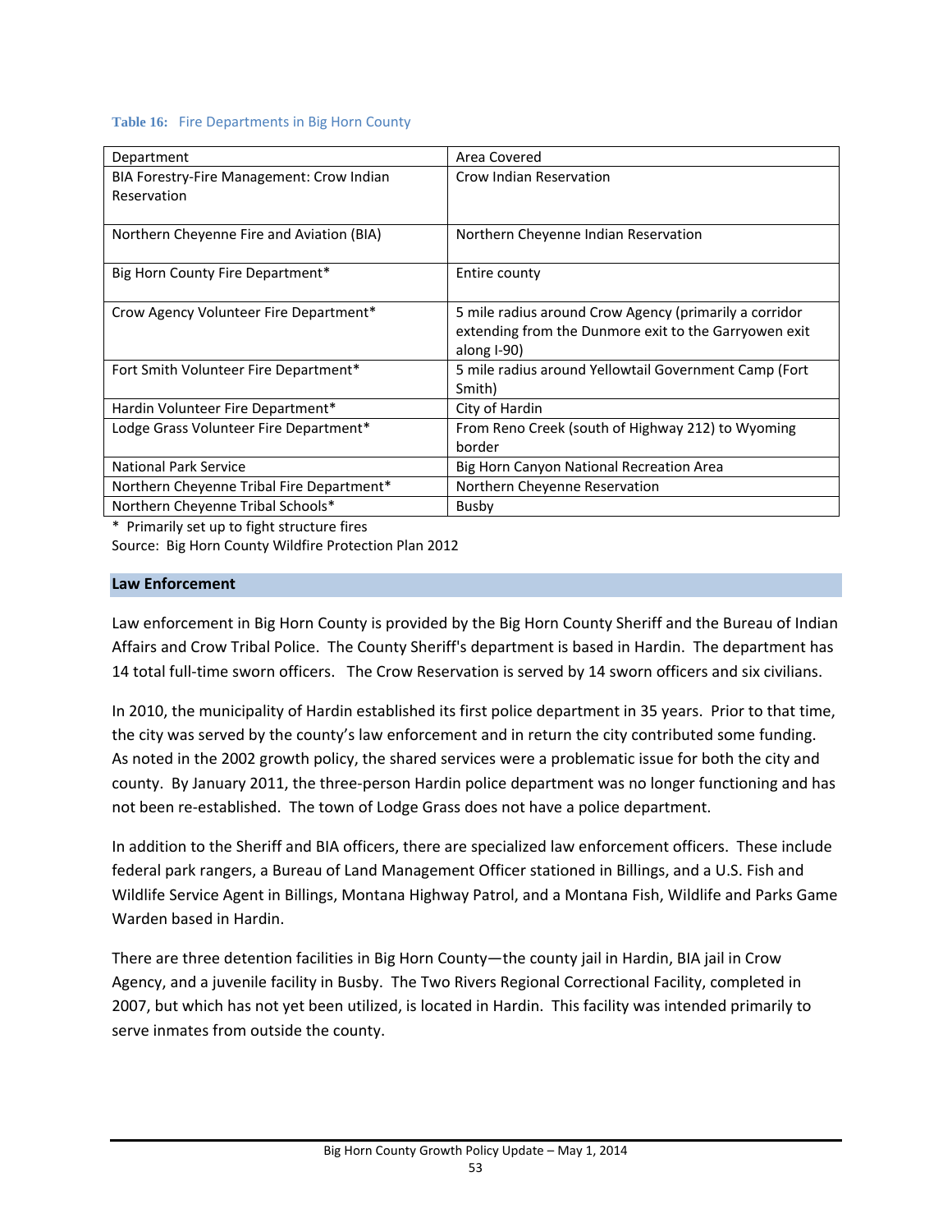**Table 16:** Fire Departments in Big Horn County

| Department | Area Covered |
| --- | --- |
| BIA Forestry-Fire Management: Crow Indian Reservation | Crow Indian Reservation |
| Northern Cheyenne Fire and Aviation (BIA) | Northern Cheyenne Indian Reservation |
| Big Horn County Fire Department* | Entire county |
| Crow Agency Volunteer Fire Department* | 5 mile radius around Crow Agency (primarily a corridor extending from the Dunmore exit to the Garryowen exit along I-90) |
| Fort Smith Volunteer Fire Department* | 5 mile radius around Yellowtail Government Camp (Fort Smith) |
| Hardin Volunteer Fire Department* | City of Hardin |
| Lodge Grass Volunteer Fire Department* | From Reno Creek (south of Highway 212) to Wyoming border |
| National Park Service | Big Horn Canyon National Recreation Area |
| Northern Cheyenne Tribal Fire Department* | Northern Cheyenne Reservation |
| Northern Cheyenne Tribal Schools* | Busby |

\* Primarily set up to fight structure fires

Source: Big Horn County Wildfire Protection Plan 2012

## Law Enforcement

Law enforcement in Big Horn County is provided by the Big Horn County Sheriff and the Bureau of Indian Affairs and Crow Tribal Police. The County Sheriff's department is based in Hardin. The department has 14 total full-time sworn officers. The Crow Reservation is served by 14 sworn officers and six civilians.

In 2010, the municipality of Hardin established its first police department in 35 years. Prior to that time, the city was served by the county's law enforcement and in return the city contributed some funding. As noted in the 2002 growth policy, the shared services were a problematic issue for both the city and county. By January 2011, the three-person Hardin police department was no longer functioning and has not been re-established. The town of Lodge Grass does not have a police department.

In addition to the Sheriff and BIA officers, there are specialized law enforcement officers. These include federal park rangers, a Bureau of Land Management Officer stationed in Billings, and a U.S. Fish and Wildlife Service Agent in Billings, Montana Highway Patrol, and a Montana Fish, Wildlife and Parks Game Warden based in Hardin.

There are three detention facilities in Big Horn County—the county jail in Hardin, BIA jail in Crow Agency, and a juvenile facility in Busby. The Two Rivers Regional Correctional Facility, completed in 2007, but which has not yet been utilized, is located in Hardin. This facility was intended primarily to serve inmates from outside the county.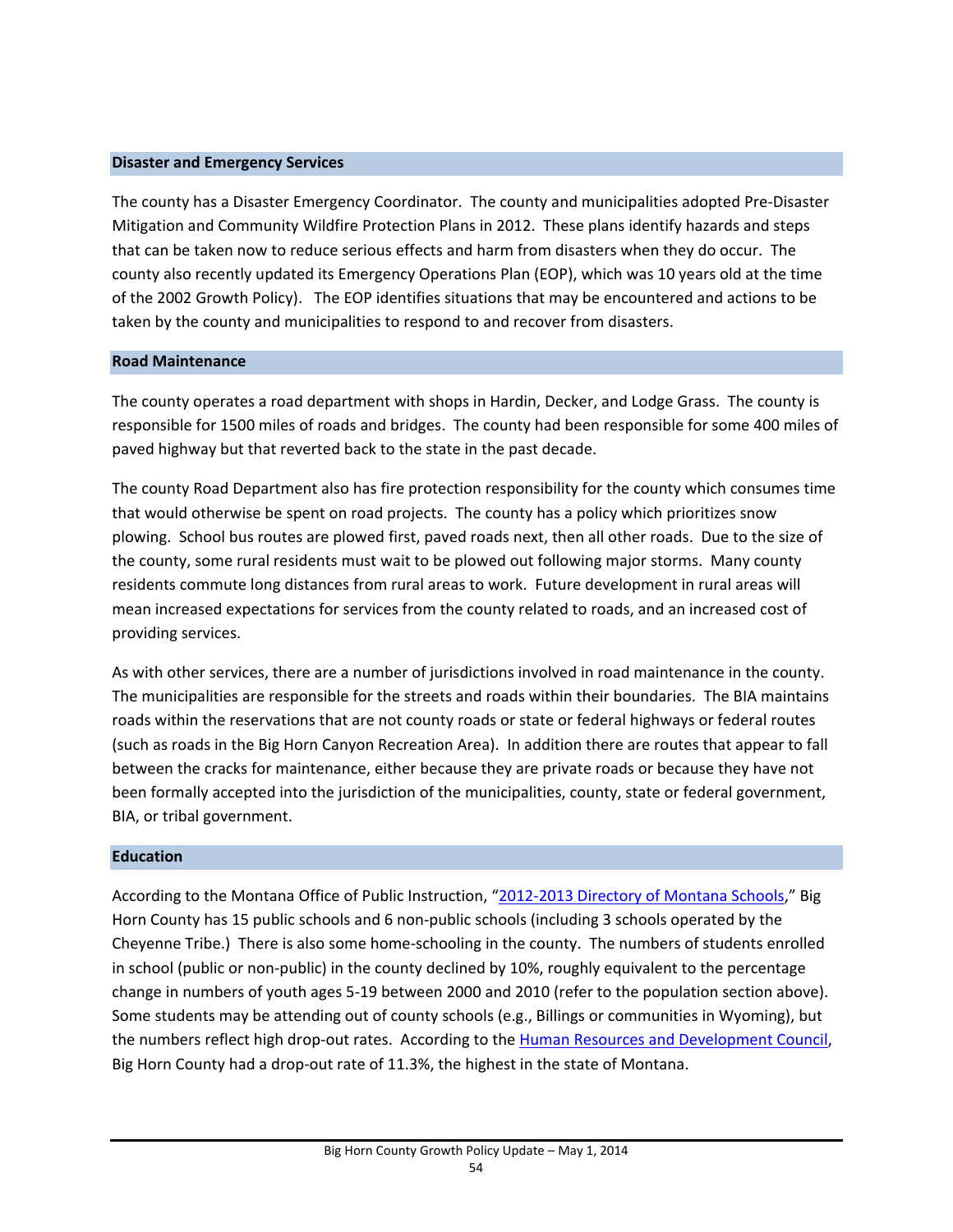### Disaster and Emergency Services

The county has a Disaster Emergency Coordinator. The county and municipalities adopted Pre-Disaster Mitigation and Community Wildfire Protection Plans in 2012. These plans identify hazards and steps that can be taken now to reduce serious effects and harm from disasters when they do occur. The county also recently updated its Emergency Operations Plan (EOP), which was 10 years old at the time of the 2002 Growth Policy). The EOP identifies situations that may be encountered and actions to be taken by the county and municipalities to respond to and recover from disasters.

### Road Maintenance

The county operates a road department with shops in Hardin, Decker, and Lodge Grass. The county is responsible for 1500 miles of roads and bridges. The county had been responsible for some 400 miles of paved highway but that reverted back to the state in the past decade.

The county Road Department also has fire protection responsibility for the county which consumes time that would otherwise be spent on road projects. The county has a policy which prioritizes snow plowing. School bus routes are plowed first, paved roads next, then all other roads. Due to the size of the county, some rural residents must wait to be plowed out following major storms. Many county residents commute long distances from rural areas to work. Future development in rural areas will mean increased expectations for services from the county related to roads, and an increased cost of providing services.

As with other services, there are a number of jurisdictions involved in road maintenance in the county. The municipalities are responsible for the streets and roads within their boundaries. The BIA maintains roads within the reservations that are not county roads or state or federal highways or federal routes (such as roads in the Big Horn Canyon Recreation Area). In addition there are routes that appear to fall between the cracks for maintenance, either because they are private roads or because they have not been formally accepted into the jurisdiction of the municipalities, county, state or federal government, BIA, or tribal government.

### Education

According to the Montana Office of Public Instruction, "2012-2013 Directory of Montana Schools," Big Horn County has 15 public schools and 6 non-public schools (including 3 schools operated by the Cheyenne Tribe.) There is also some home-schooling in the county. The numbers of students enrolled in school (public or non-public) in the county declined by 10%, roughly equivalent to the percentage change in numbers of youth ages 5-19 between 2000 and 2010 (refer to the population section above). Some students may be attending out of county schools (e.g., Billings or communities in Wyoming), but the numbers reflect high drop-out rates. According to the Human Resources and Development Council, Big Horn County had a drop-out rate of 11.3%, the highest in the state of Montana.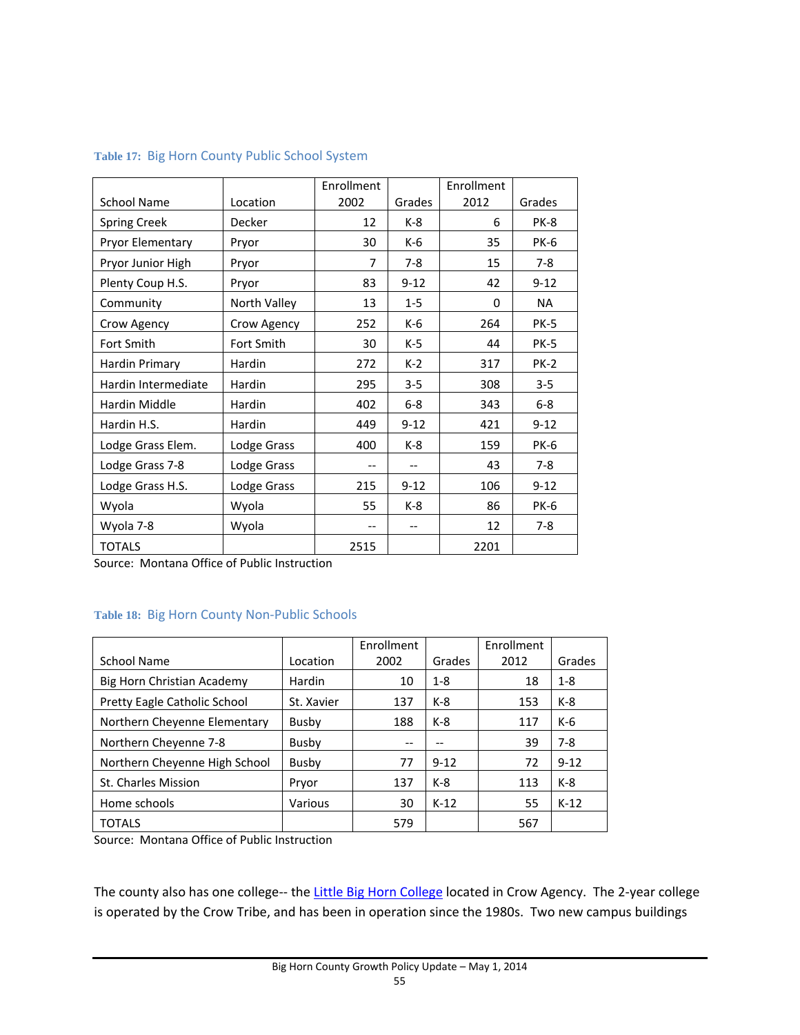**Table 17:** Big Horn County Public School System

| School Name | Location | Enrollment 2002 | Grades | Enrollment 2012 | Grades |
|---|---|---|---|---|---|
| Spring Creek | Decker | 12 | K-8 | 6 | PK-8 |
| Pryor Elementary | Pryor | 30 | K-6 | 35 | PK-6 |
| Pryor Junior High | Pryor | 7 | 7-8 | 15 | 7-8 |
| Plenty Coup H.S. | Pryor | 83 | 9-12 | 42 | 9-12 |
| Community | North Valley | 13 | 1-5 | 0 | NA |
| Crow Agency | Crow Agency | 252 | K-6 | 264 | PK-5 |
| Fort Smith | Fort Smith | 30 | K-5 | 44 | PK-5 |
| Hardin Primary | Hardin | 272 | K-2 | 317 | PK-2 |
| Hardin Intermediate | Hardin | 295 | 3-5 | 308 | 3-5 |
| Hardin Middle | Hardin | 402 | 6-8 | 343 | 6-8 |
| Hardin H.S. | Hardin | 449 | 9-12 | 421 | 9-12 |
| Lodge Grass Elem. | Lodge Grass | 400 | K-8 | 159 | PK-6 |
| Lodge Grass 7-8 | Lodge Grass | -- | -- | 43 | 7-8 |
| Lodge Grass H.S. | Lodge Grass | 215 | 9-12 | 106 | 9-12 |
| Wyola | Wyola | 55 | K-8 | 86 | PK-6 |
| Wyola 7-8 | Wyola | -- | -- | 12 | 7-8 |
| TOTALS | | 2515 | | 2201 | |

Source: Montana Office of Public Instruction

**Table 18:** Big Horn County Non-Public Schools

| School Name | Location | Enrollment 2002 | Grades | Enrollment 2012 | Grades |
|---|---|---|---|---|---|
| Big Horn Christian Academy | Hardin | 10 | 1-8 | 18 | 1-8 |
| Pretty Eagle Catholic School | St. Xavier | 137 | K-8 | 153 | K-8 |
| Northern Cheyenne Elementary | Busby | 188 | K-8 | 117 | K-6 |
| Northern Cheyenne 7-8 | Busby | -- | -- | 39 | 7-8 |
| Northern Cheyenne High School | Busby | 77 | 9-12 | 72 | 9-12 |
| St. Charles Mission | Pryor | 137 | K-8 | 113 | K-8 |
| Home schools | Various | 30 | K-12 | 55 | K-12 |
| TOTALS | | 579 | | 567 | |

Source: Montana Office of Public Instruction

The county also has one college-- the Little Big Horn College located in Crow Agency. The 2-year college is operated by the Crow Tribe, and has been in operation since the 1980s. Two new campus buildings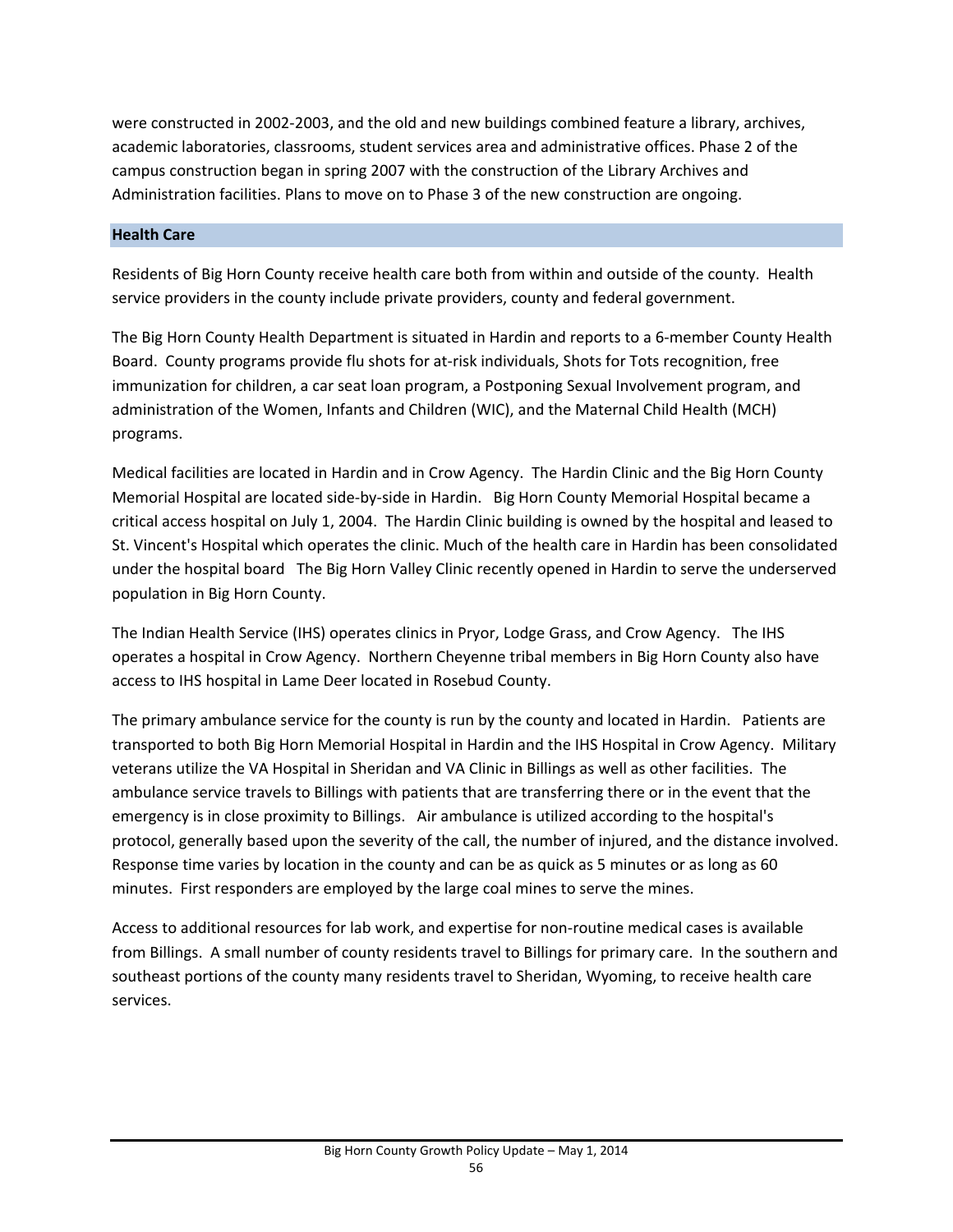were constructed in 2002-2003, and the old and new buildings combined feature a library, archives, academic laboratories, classrooms, student services area and administrative offices. Phase 2 of the campus construction began in spring 2007 with the construction of the Library Archives and Administration facilities. Plans to move on to Phase 3 of the new construction are ongoing.

## Health Care

Residents of Big Horn County receive health care both from within and outside of the county. Health service providers in the county include private providers, county and federal government.

The Big Horn County Health Department is situated in Hardin and reports to a 6-member County Health Board. County programs provide flu shots for at-risk individuals, Shots for Tots recognition, free immunization for children, a car seat loan program, a Postponing Sexual Involvement program, and administration of the Women, Infants and Children (WIC), and the Maternal Child Health (MCH) programs.

Medical facilities are located in Hardin and in Crow Agency. The Hardin Clinic and the Big Horn County Memorial Hospital are located side-by-side in Hardin. Big Horn County Memorial Hospital became a critical access hospital on July 1, 2004. The Hardin Clinic building is owned by the hospital and leased to St. Vincent's Hospital which operates the clinic. Much of the health care in Hardin has been consolidated under the hospital board The Big Horn Valley Clinic recently opened in Hardin to serve the underserved population in Big Horn County.

The Indian Health Service (IHS) operates clinics in Pryor, Lodge Grass, and Crow Agency. The IHS operates a hospital in Crow Agency. Northern Cheyenne tribal members in Big Horn County also have access to IHS hospital in Lame Deer located in Rosebud County.

The primary ambulance service for the county is run by the county and located in Hardin. Patients are transported to both Big Horn Memorial Hospital in Hardin and the IHS Hospital in Crow Agency. Military veterans utilize the VA Hospital in Sheridan and VA Clinic in Billings as well as other facilities. The ambulance service travels to Billings with patients that are transferring there or in the event that the emergency is in close proximity to Billings. Air ambulance is utilized according to the hospital's protocol, generally based upon the severity of the call, the number of injured, and the distance involved. Response time varies by location in the county and can be as quick as 5 minutes or as long as 60 minutes. First responders are employed by the large coal mines to serve the mines.

Access to additional resources for lab work, and expertise for non-routine medical cases is available from Billings. A small number of county residents travel to Billings for primary care. In the southern and southeast portions of the county many residents travel to Sheridan, Wyoming, to receive health care services.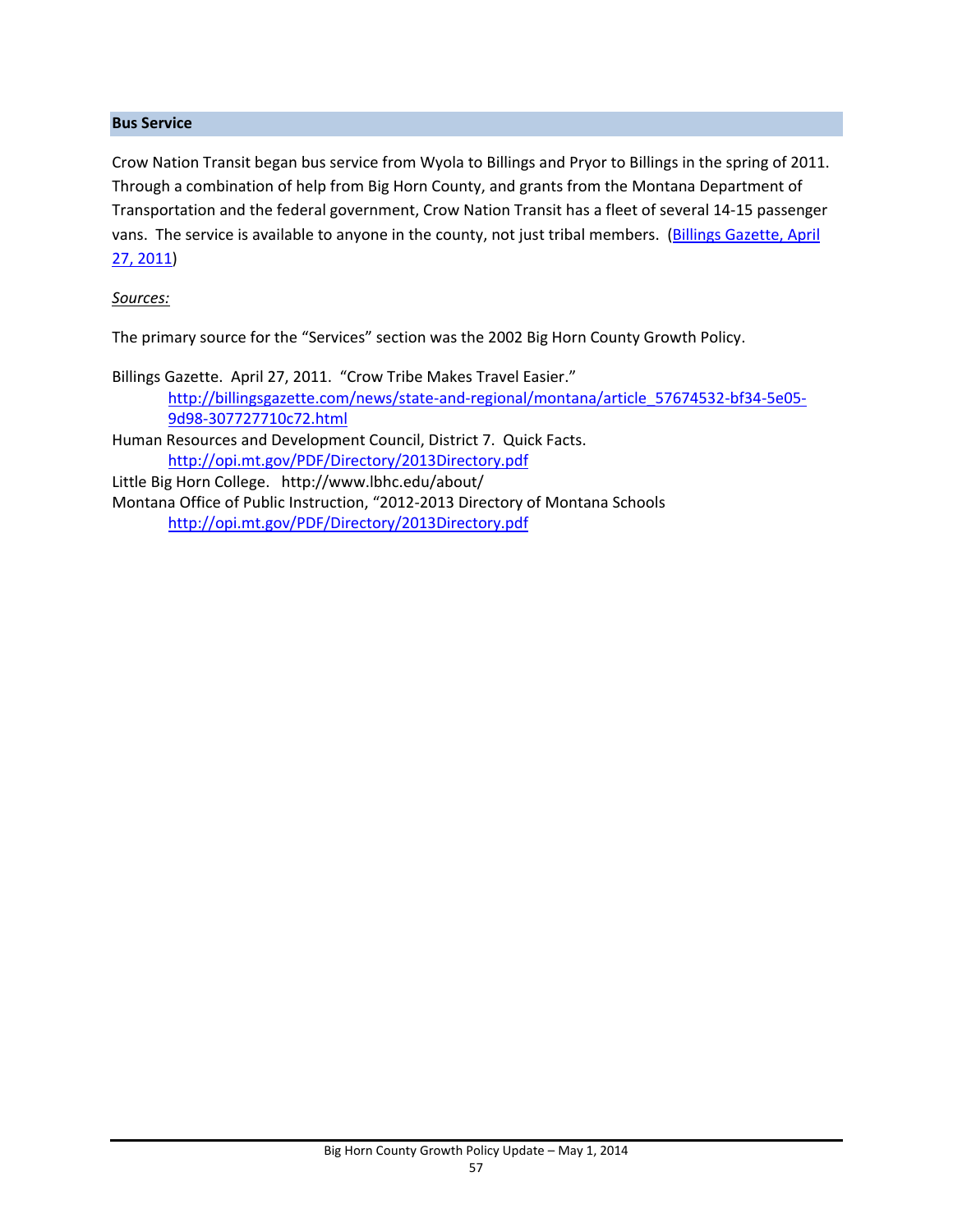### Bus Service

Crow Nation Transit began bus service from Wyola to Billings and Pryor to Billings in the spring of 2011. Through a combination of help from Big Horn County, and grants from the Montana Department of Transportation and the federal government, Crow Nation Transit has a fleet of several 14-15 passenger vans. The service is available to anyone in the county, not just tribal members. (Billings Gazette, April 27, 2011)

*Sources:*

The primary source for the "Services" section was the 2002 Big Horn County Growth Policy.

Billings Gazette. April 27, 2011. "Crow Tribe Makes Travel Easier."
    http://billingsgazette.com/news/state-and-regional/montana/article_57674532-bf34-5e05-9d98-307727710c72.html

Human Resources and Development Council, District 7. Quick Facts.
    http://opi.mt.gov/PDF/Directory/2013Directory.pdf

Little Big Horn College. http://www.lbhc.edu/about/

Montana Office of Public Instruction, "2012-2013 Directory of Montana Schools
    http://opi.mt.gov/PDF/Directory/2013Directory.pdf